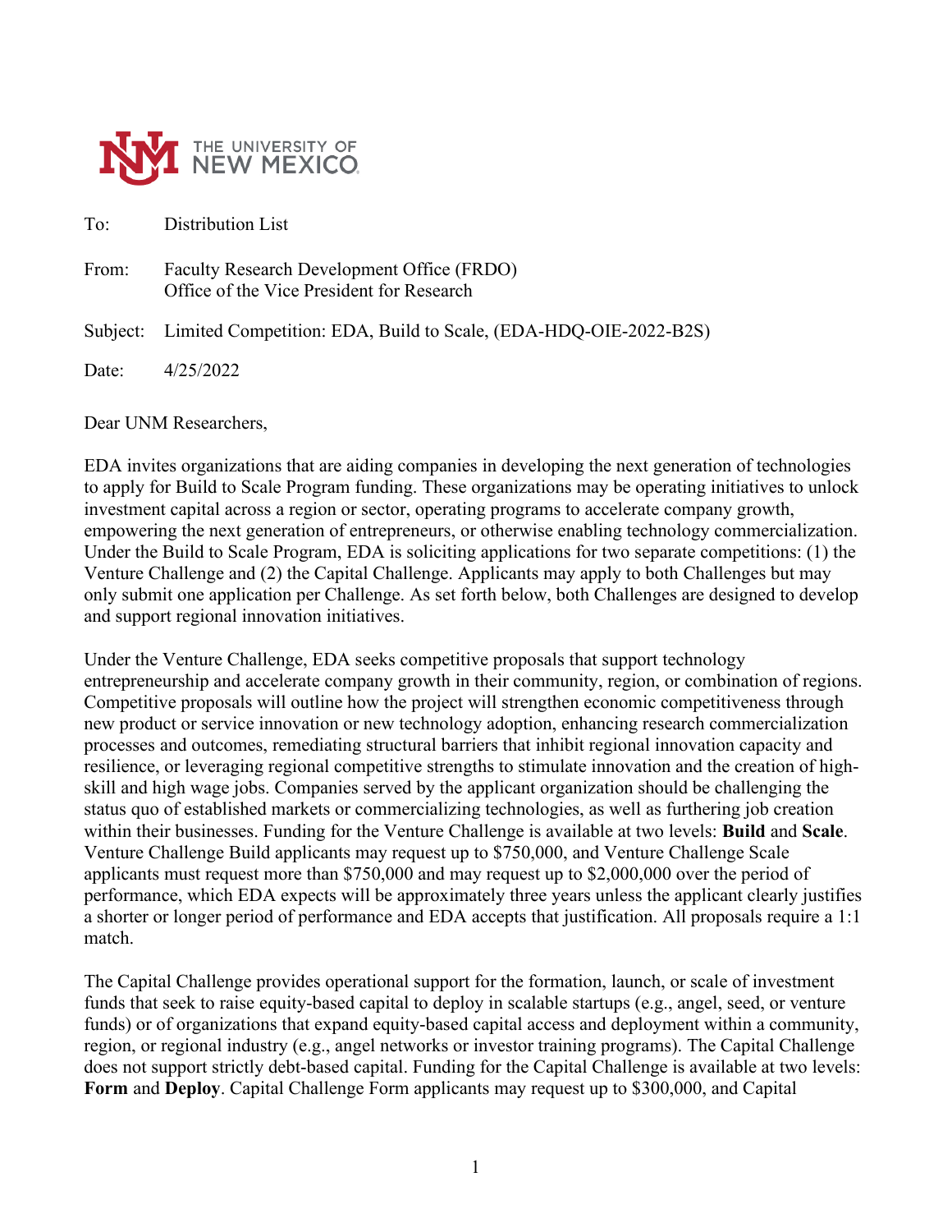THE UNIVERSITY OF NEW MEXICO

To: Distribution List

From: Faculty Research Development Office (FRDO)
Office of the Vice President for Research

Subject: Limited Competition: EDA, Build to Scale, (EDA-HDQ-OIE-2022-B2S)

Date: 4/25/2022

Dear UNM Researchers,

EDA invites organizations that are aiding companies in developing the next generation of technologies to apply for Build to Scale Program funding. These organizations may be operating initiatives to unlock investment capital across a region or sector, operating programs to accelerate company growth, empowering the next generation of entrepreneurs, or otherwise enabling technology commercialization. Under the Build to Scale Program, EDA is soliciting applications for two separate competitions: (1) the Venture Challenge and (2) the Capital Challenge. Applicants may apply to both Challenges but may only submit one application per Challenge. As set forth below, both Challenges are designed to develop and support regional innovation initiatives.

Under the Venture Challenge, EDA seeks competitive proposals that support technology entrepreneurship and accelerate company growth in their community, region, or combination of regions. Competitive proposals will outline how the project will strengthen economic competitiveness through new product or service innovation or new technology adoption, enhancing research commercialization processes and outcomes, remediating structural barriers that inhibit regional innovation capacity and resilience, or leveraging regional competitive strengths to stimulate innovation and the creation of high-skill and high wage jobs. Companies served by the applicant organization should be challenging the status quo of established markets or commercializing technologies, as well as furthering job creation within their businesses. Funding for the Venture Challenge is available at two levels: **Build** and **Scale**. Venture Challenge Build applicants may request up to $750,000, and Venture Challenge Scale applicants must request more than $750,000 and may request up to $2,000,000 over the period of performance, which EDA expects will be approximately three years unless the applicant clearly justifies a shorter or longer period of performance and EDA accepts that justification. All proposals require a 1:1 match.

The Capital Challenge provides operational support for the formation, launch, or scale of investment funds that seek to raise equity-based capital to deploy in scalable startups (e.g., angel, seed, or venture funds) or of organizations that expand equity-based capital access and deployment within a community, region, or regional industry (e.g., angel networks or investor training programs). The Capital Challenge does not support strictly debt-based capital. Funding for the Capital Challenge is available at two levels: **Form** and **Deploy**. Capital Challenge Form applicants may request up to $300,000, and Capital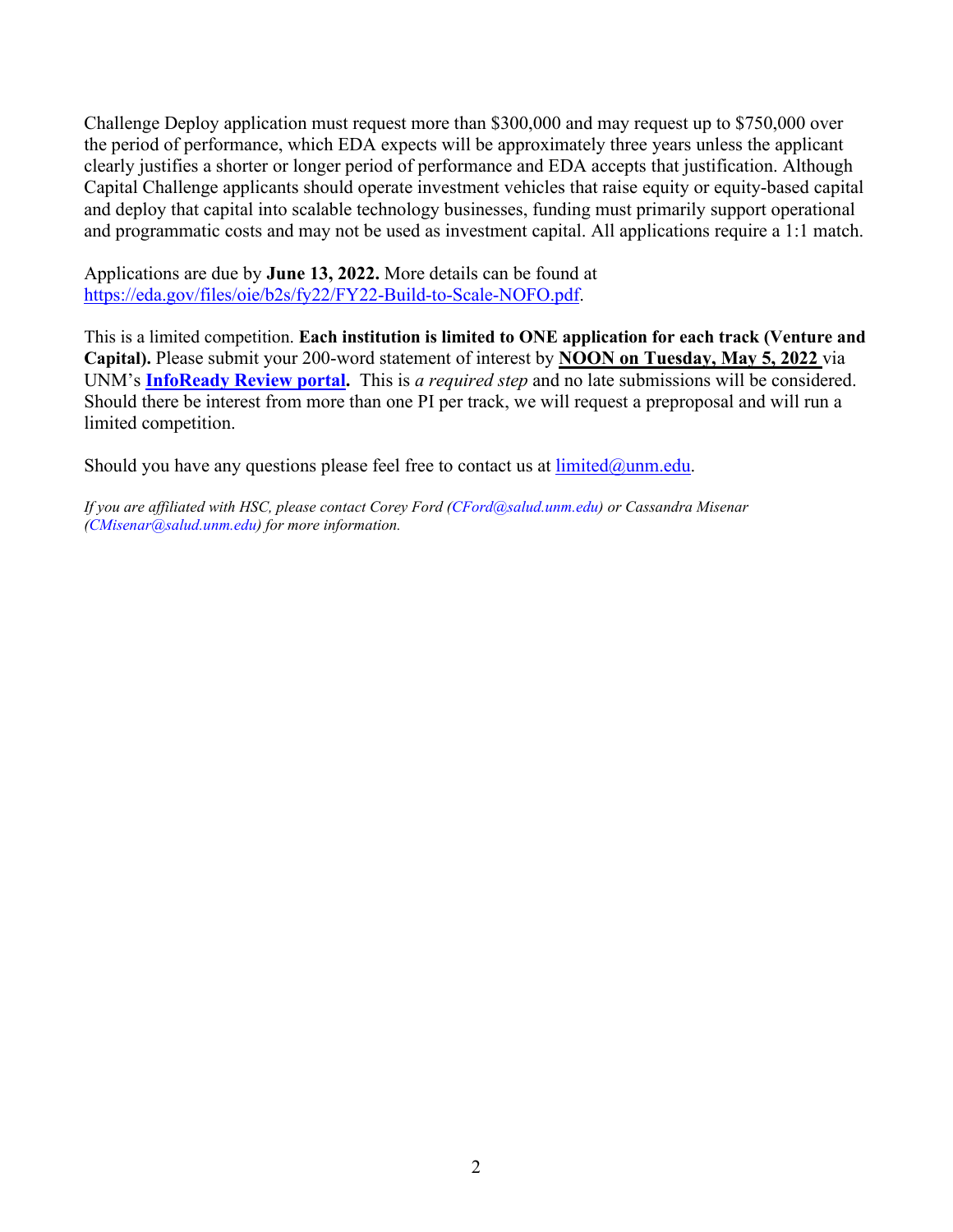Challenge Deploy application must request more than $300,000 and may request up to $750,000 over the period of performance, which EDA expects will be approximately three years unless the applicant clearly justifies a shorter or longer period of performance and EDA accepts that justification. Although Capital Challenge applicants should operate investment vehicles that raise equity or equity-based capital and deploy that capital into scalable technology businesses, funding must primarily support operational and programmatic costs and may not be used as investment capital. All applications require a 1:1 match.

Applications are due by **June 13, 2022.** More details can be found at [https://eda.gov/files/oie/b2s/fy22/FY22-Build-to-Scale-NOFO.pdf](https://eda.gov/files/oie/b2s/fy22/FY22-Build-to-Scale-NOFO.pdf).

This is a limited competition. **Each institution is limited to ONE application for each track (Venture and Capital).** Please submit your 200-word statement of interest by **NOON on Tuesday, May 5, 2022** via UNM's **InfoReady Review portal.** This is *a required step* and no late submissions will be considered. Should there be interest from more than one PI per track, we will request a preproposal and will run a limited competition.

Should you have any questions please feel free to contact us at limited@unm.edu.

*If you are affiliated with HSC, please contact Corey Ford (CFord@salud.unm.edu) or Cassandra Misenar (CMisenar@salud.unm.edu) for more information.*